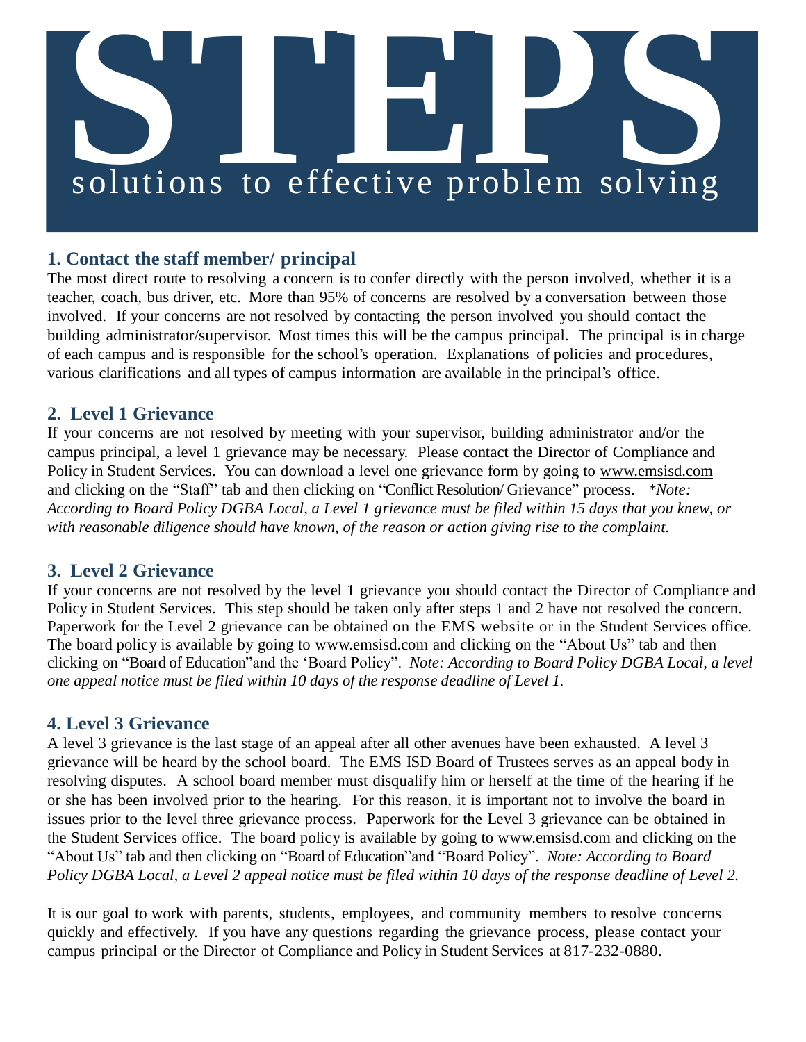# STEPS

solutions to effective problem solving

## 1. Contact the staff member/ principal

The most direct route to resolving a concern is to confer directly with the person involved, whether it is a teacher, coach, bus driver, etc. More than 95% of concerns are resolved by a conversation between those involved. If your concerns are not resolved by contacting the person involved you should contact the building administrator/supervisor. Most times this will be the campus principal. The principal is in charge of each campus and is responsible for the school's operation. Explanations of policies and procedures, various clarifications and all types of campus information are available in the principal's office.

## 2. Level 1 Grievance

If your concerns are not resolved by meeting with your supervisor, building administrator and/or the campus principal, a level 1 grievance may be necessary. Please contact the Director of Compliance and Policy in Student Services. You can download a level one grievance form by going to www.emsisd.com and clicking on the "Staff" tab and then clicking on "Conflict Resolution/ Grievance" process. **Note: According to Board Policy DGBA Local, a Level 1 grievance must be filed within 15 days that you knew, or with reasonable diligence should have known, of the reason or action giving rise to the complaint.*

## 3. Level 2 Grievance

If your concerns are not resolved by the level 1 grievance you should contact the Director of Compliance and Policy in Student Services. This step should be taken only after steps 1 and 2 have not resolved the concern. Paperwork for the Level 2 grievance can be obtained on the EMS website or in the Student Services office. The board policy is available by going to www.emsisd.com and clicking on the "About Us" tab and then clicking on "Board of Education"and the 'Board Policy". *Note: According to Board Policy DGBA Local, a level one appeal notice must be filed within 10 days of the response deadline of Level 1.*

## 4. Level 3 Grievance

A level 3 grievance is the last stage of an appeal after all other avenues have been exhausted. A level 3 grievance will be heard by the school board. The EMS ISD Board of Trustees serves as an appeal body in resolving disputes. A school board member must disqualify him or herself at the time of the hearing if he or she has been involved prior to the hearing. For this reason, it is important not to involve the board in issues prior to the level three grievance process. Paperwork for the Level 3 grievance can be obtained in the Student Services office. The board policy is available by going to www.emsisd.com and clicking on the "About Us" tab and then clicking on "Board of Education"and "Board Policy". *Note: According to Board Policy DGBA Local, a Level 2 appeal notice must be filed within 10 days of the response deadline of Level 2.*

It is our goal to work with parents, students, employees, and community members to resolve concerns quickly and effectively. If you have any questions regarding the grievance process, please contact your campus principal or the Director of Compliance and Policy in Student Services at 817-232-0880.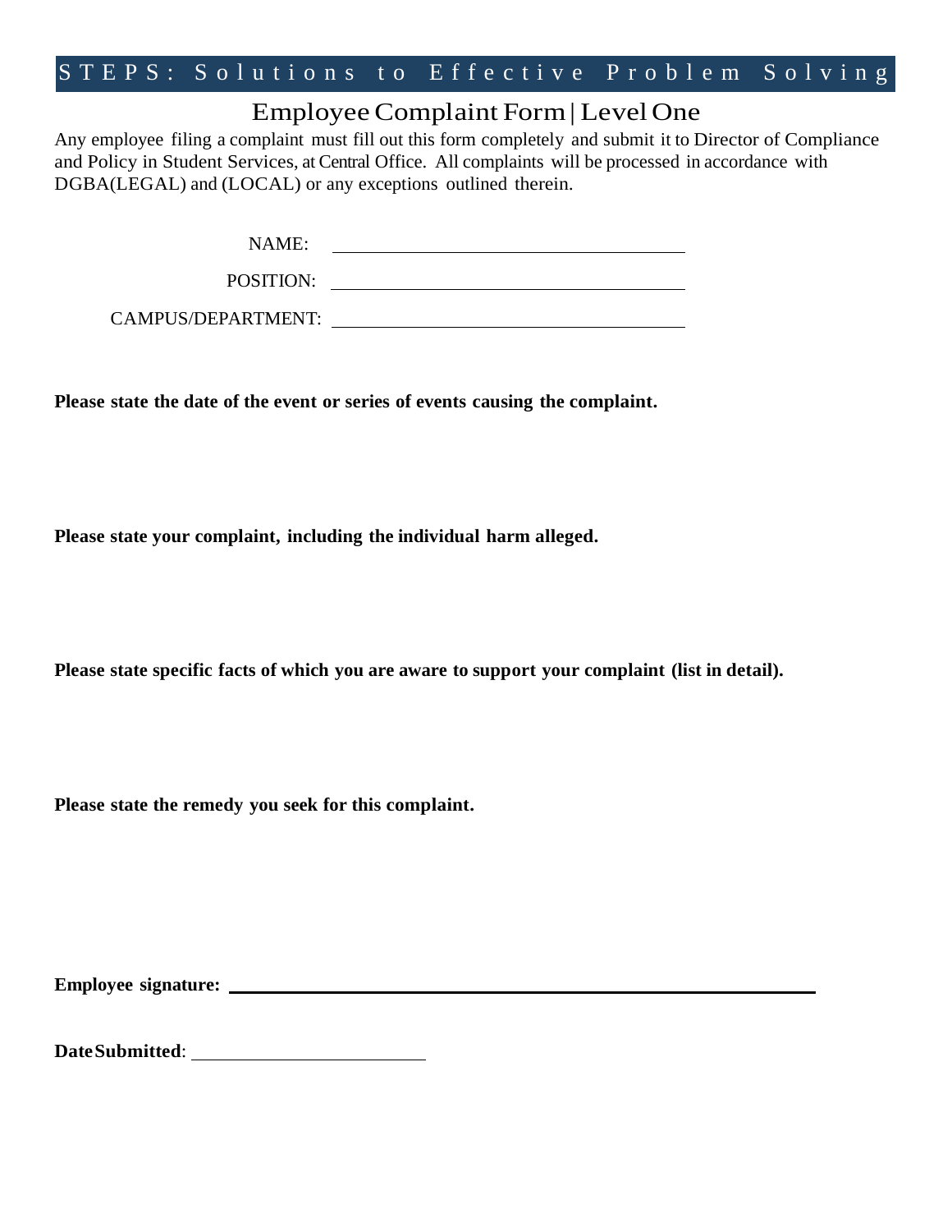# STEPS: Solutions to Effective Problem Solving

## Employee Complaint Form | Level One

Any employee filing a complaint must fill out this form completely and submit it to Director of Compliance and Policy in Student Services, at Central Office. All complaints will be processed in accordance with DGBA(LEGAL) and (LOCAL) or any exceptions outlined therein.

NAME: \_\_\_\_\_\_\_\_\_\_\_\_\_\_\_\_\_\_\_\_\_\_\_\_\_\_\_\_\_\_\_\_\_\_\_\_

POSITION: \_\_\_\_\_\_\_\_\_\_\_\_\_\_\_\_\_\_\_\_\_\_\_\_\_\_\_\_\_\_\_\_\_\_\_\_

CAMPUS/DEPARTMENT: \_\_\_\_\_\_\_\_\_\_\_\_\_\_\_\_\_\_\_\_\_\_\_\_\_\_\_\_\_\_\_\_\_\_\_\_

**Please state the date of the event or series of events causing the complaint.**

**Please state your complaint, including the individual harm alleged.**

**Please state specific facts of which you are aware to support your complaint (list in detail).**

**Please state the remedy you seek for this complaint.**

**Employee signature:** \_\_\_\_\_\_\_\_\_\_\_\_\_\_\_\_\_\_\_\_\_\_\_\_\_\_\_\_\_\_\_\_\_\_\_\_\_\_\_\_\_\_\_\_\_\_\_\_\_\_\_\_\_\_\_\_

**Date Submitted**: \_\_\_\_\_\_\_\_\_\_\_\_\_\_\_\_\_\_\_\_\_\_\_\_